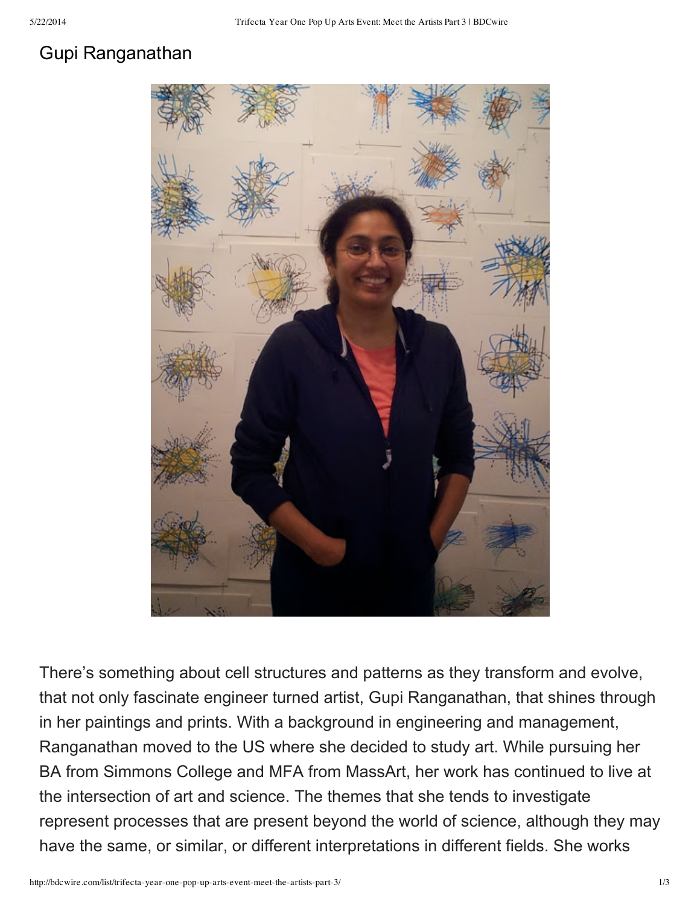## Gupi Ranganathan

There's something about cell structures and patterns as they transform and evolve, that not only fascinate engineer turned artist, Gupi Ranganathan, that shines through in her paintings and prints. With a background in engineering and management, Ranganathan moved to the US where she decided to study art. While pursuing her BA from Simmons College and MFA from MassArt, her work has continued to live at the intersection of art and science. The themes that she tends to investigate represent processes that are present beyond the world of science, although they may have the same, or similar, or different interpretations in different fields. She works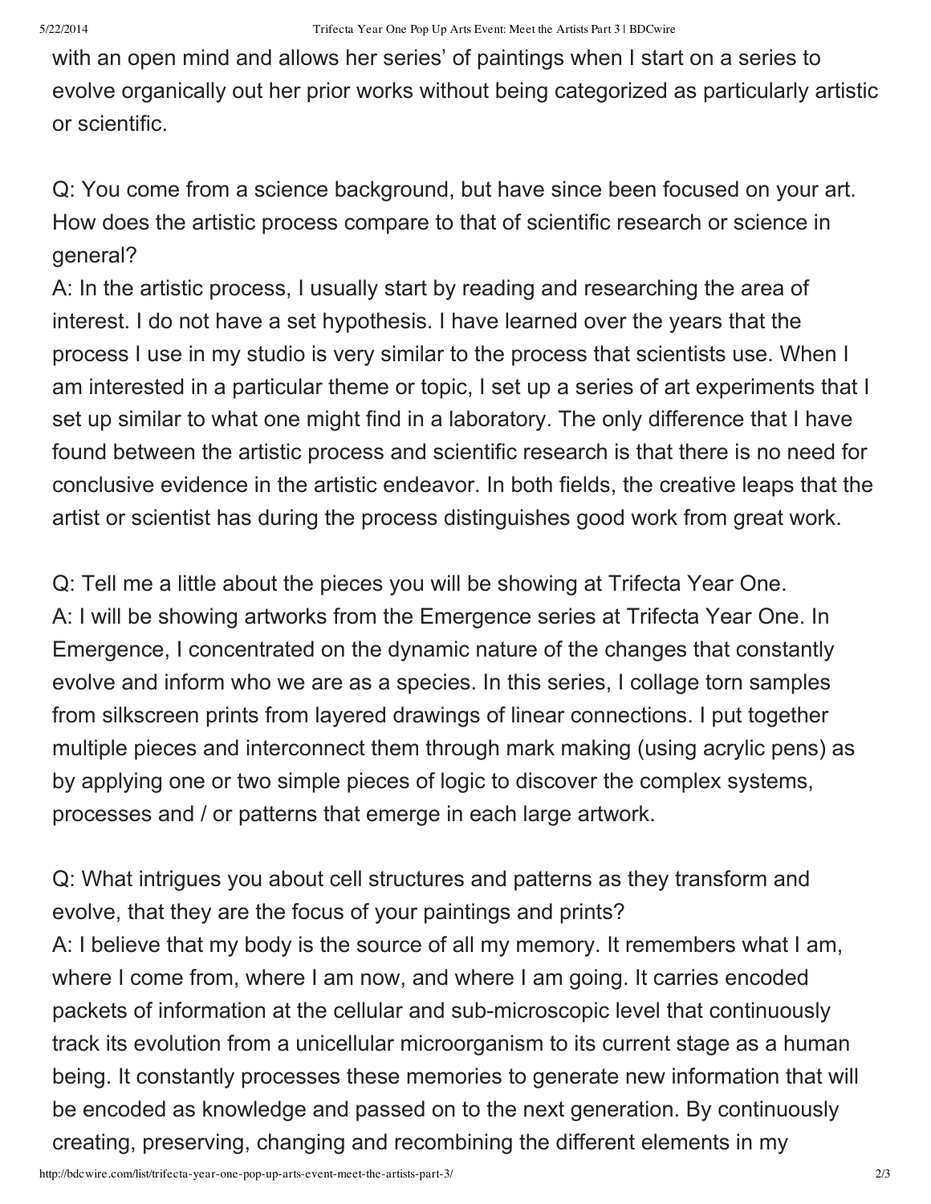with an open mind and allows her series' of paintings when I start on a series to evolve organically out her prior works without being categorized as particularly artistic or scientific.

Q: You come from a science background, but have since been focused on your art. How does the artistic process compare to that of scientific research or science in general?
A: In the artistic process, I usually start by reading and researching the area of interest. I do not have a set hypothesis. I have learned over the years that the process I use in my studio is very similar to the process that scientists use. When I am interested in a particular theme or topic, I set up a series of art experiments that I set up similar to what one might find in a laboratory. The only difference that I have found between the artistic process and scientific research is that there is no need for conclusive evidence in the artistic endeavor. In both fields, the creative leaps that the artist or scientist has during the process distinguishes good work from great work.

Q: Tell me a little about the pieces you will be showing at Trifecta Year One.
A: I will be showing artworks from the Emergence series at Trifecta Year One. In Emergence, I concentrated on the dynamic nature of the changes that constantly evolve and inform who we are as a species. In this series, I collage torn samples from silkscreen prints from layered drawings of linear connections. I put together multiple pieces and interconnect them through mark making (using acrylic pens) as by applying one or two simple pieces of logic to discover the complex systems, processes and / or patterns that emerge in each large artwork.

Q: What intrigues you about cell structures and patterns as they transform and evolve, that they are the focus of your paintings and prints?
A: I believe that my body is the source of all my memory. It remembers what I am, where I come from, where I am now, and where I am going. It carries encoded packets of information at the cellular and sub-microscopic level that continuously track its evolution from a unicellular microorganism to its current stage as a human being. It constantly processes these memories to generate new information that will be encoded as knowledge and passed on to the next generation. By continuously creating, preserving, changing and recombining the different elements in my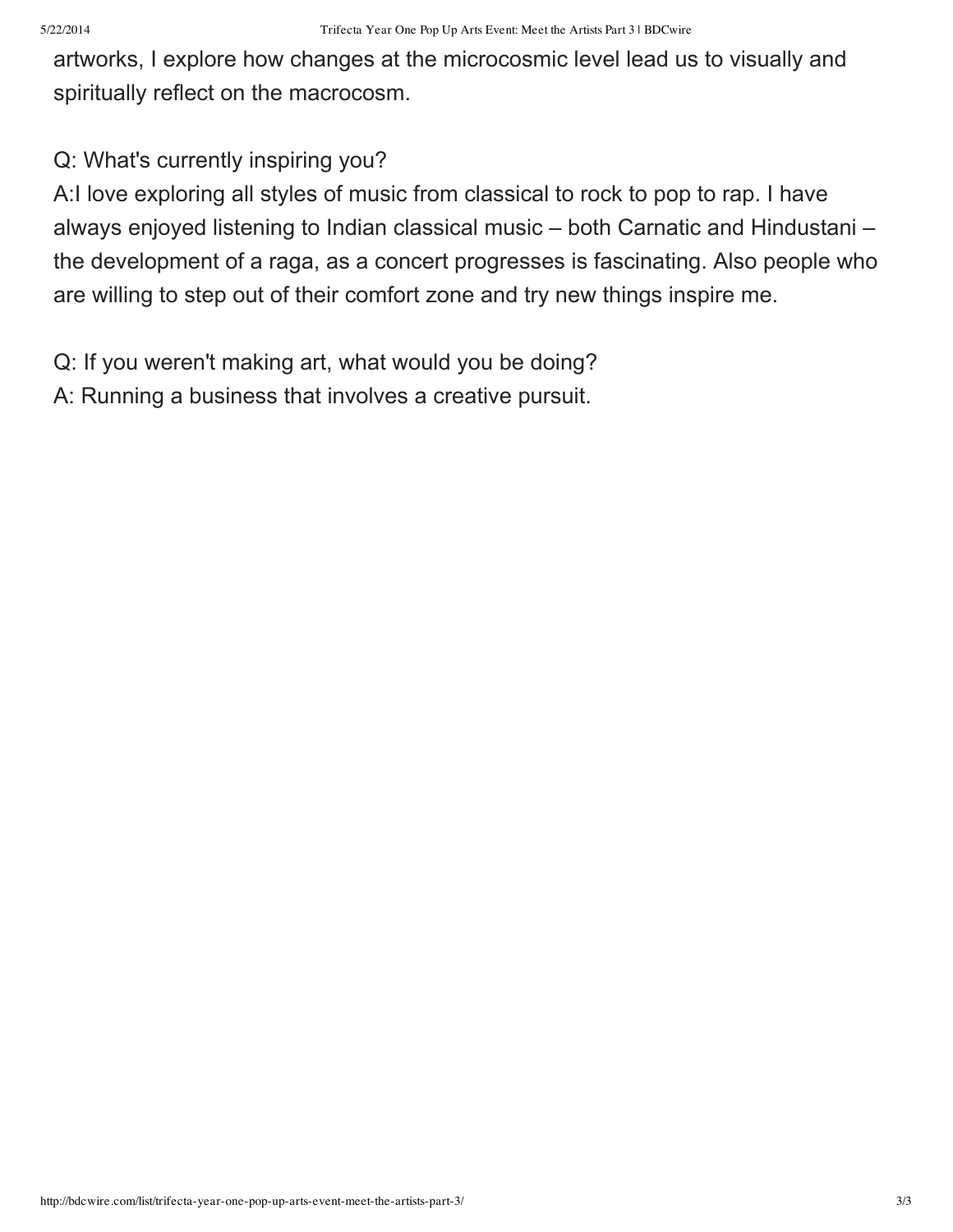artworks, I explore how changes at the microcosmic level lead us to visually and spiritually reflect on the macrocosm.

Q: What's currently inspiring you?
A:I love exploring all styles of music from classical to rock to pop to rap. I have always enjoyed listening to Indian classical music – both Carnatic and Hindustani – the development of a raga, as a concert progresses is fascinating. Also people who are willing to step out of their comfort zone and try new things inspire me.

Q: If you weren't making art, what would you be doing?
A: Running a business that involves a creative pursuit.